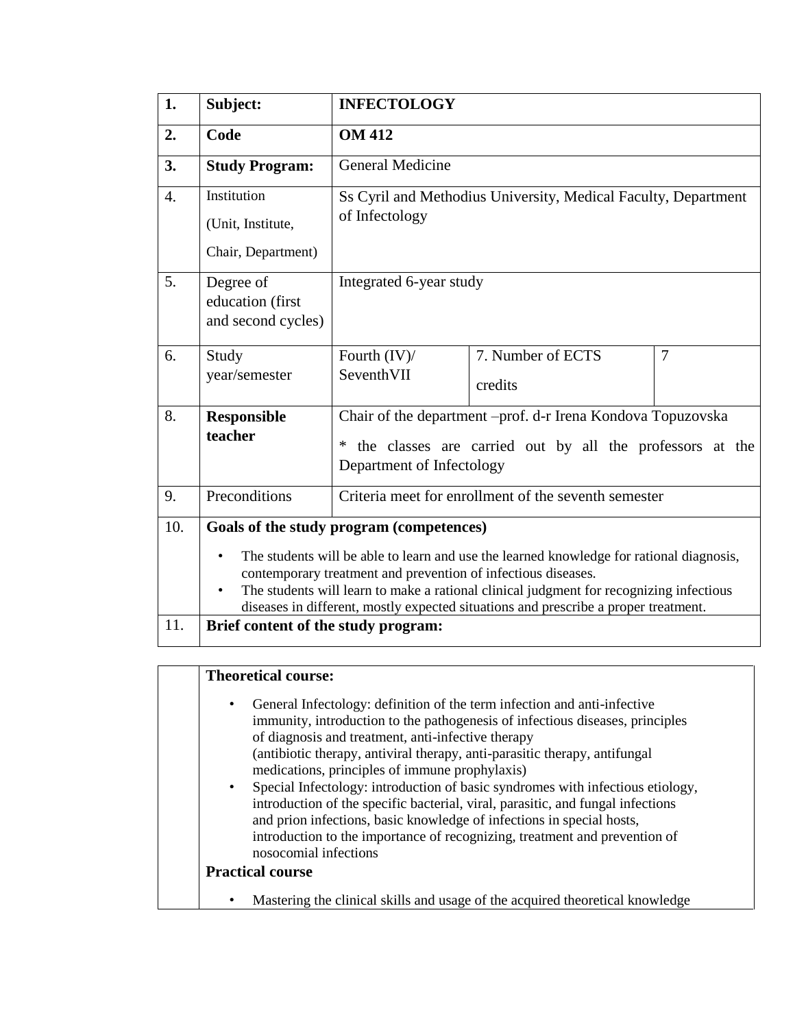| 1. | **Subject:** | **INFECTOLOGY** | | |
|---|---|---|---|---|
| **2.** | **Code** | **OM 412** | | |
| **3.** | **Study Program:** | General Medicine | | |
| 4. | Institution (Unit, Institute, Chair, Department) | Ss Cyril and Methodius University, Medical Faculty, Department of Infectology | | |
| 5. | Degree of education (first and second cycles) | Integrated 6-year study | | |
| 6. | Study year/semester | Fourth (IV)/ SeventhVII | 7. Number of ECTS credits | 7 |
| 8. | **Responsible teacher** | Chair of the department –prof. d-r Irena Kondova Topuzovska<br>* the classes are carried out by all the professors at the Department of Infectology | | |
| 9. | Preconditions | Criteria meet for enrollment of the seventh semester | | |
| 10. | **Goals of the study program (competences)**<br>• The students will be able to learn and use the learned knowledge for rational diagnosis, contemporary treatment and prevention of infectious diseases.<br>• The students will learn to make a rational clinical judgment for recognizing infectious diseases in different, mostly expected situations and prescribe a proper treatment. | | | |
| 11. | **Brief content of the study program:** | | | |

| | |
|---|---|
| | **Theoretical course:**<br>• General Infectology: definition of the term infection and anti-infective immunity, introduction to the pathogenesis of infectious diseases, principles of diagnosis and treatment, anti-infective therapy (antibiotic therapy, antiviral therapy, anti-parasitic therapy, antifungal medications, principles of immune prophylaxis)<br>• Special Infectology: introduction of basic syndromes with infectious etiology, introduction of the specific bacterial, viral, parasitic, and fungal infections and prion infections, basic knowledge of infections in special hosts, introduction to the importance of recognizing, treatment and prevention of nosocomial infections<br>**Practical course**<br>• Mastering the clinical skills and usage of the acquired theoretical knowledge |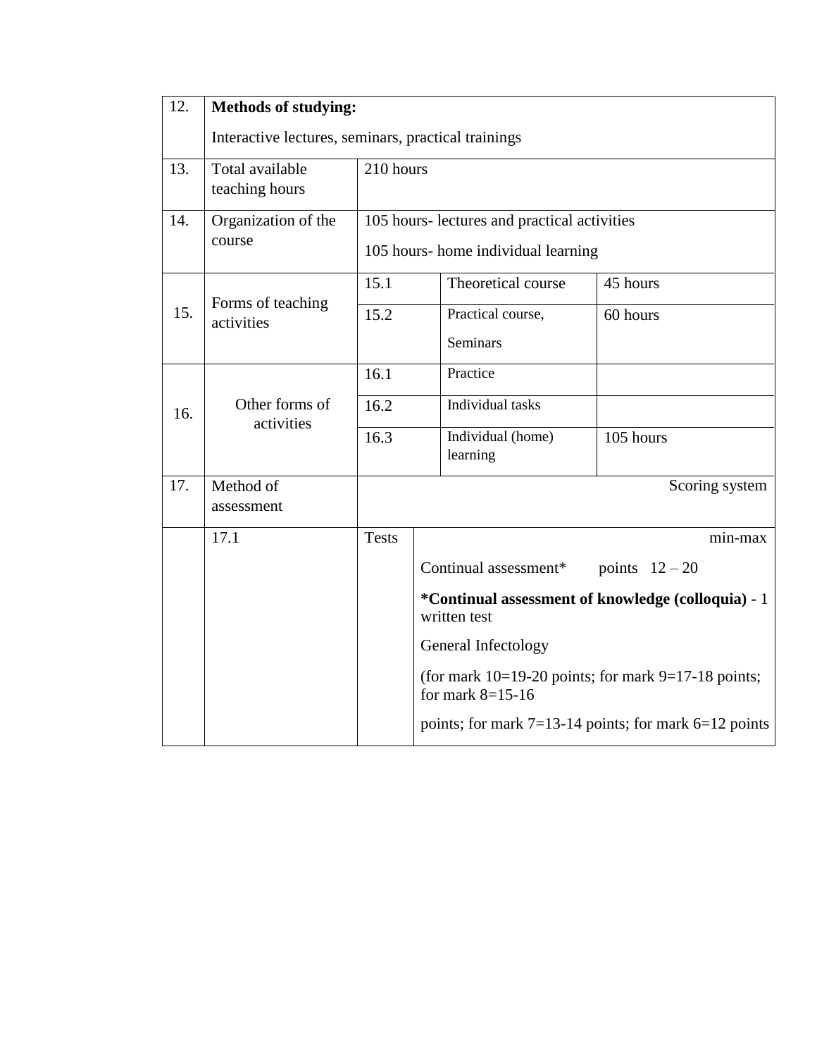| | | | | |
|---|---|---|---|---|
| 12. | **Methods of studying:**<br>Interactive lectures, seminars, practical trainings | | | |
| 13. | Total available teaching hours | 210 hours | | |
| 14. | Organization of the course | 105 hours- lectures and practical activities<br>105 hours- home individual learning | | |
| 15. | Forms of teaching activities | 15.1 | Theoretical course | 45 hours |
| | | 15.2 | Practical course,<br>Seminars | 60 hours |
| 16. | Other forms of activities | 16.1 | Practice | |
| | | 16.2 | Individual tasks | |
| | | 16.3 | Individual (home) learning | 105 hours |
| 17. | Method of assessment | Scoring system | | |
| | 17.1 | Tests | min-max<br>Continual assessment* points 12 – 20<br>**\*Continual assessment of knowledge (colloquia) -** 1 written test<br>General Infectology<br>(for mark 10=19-20 points; for mark 9=17-18 points; for mark 8=15-16<br>points; for mark 7=13-14 points; for mark 6=12 points | |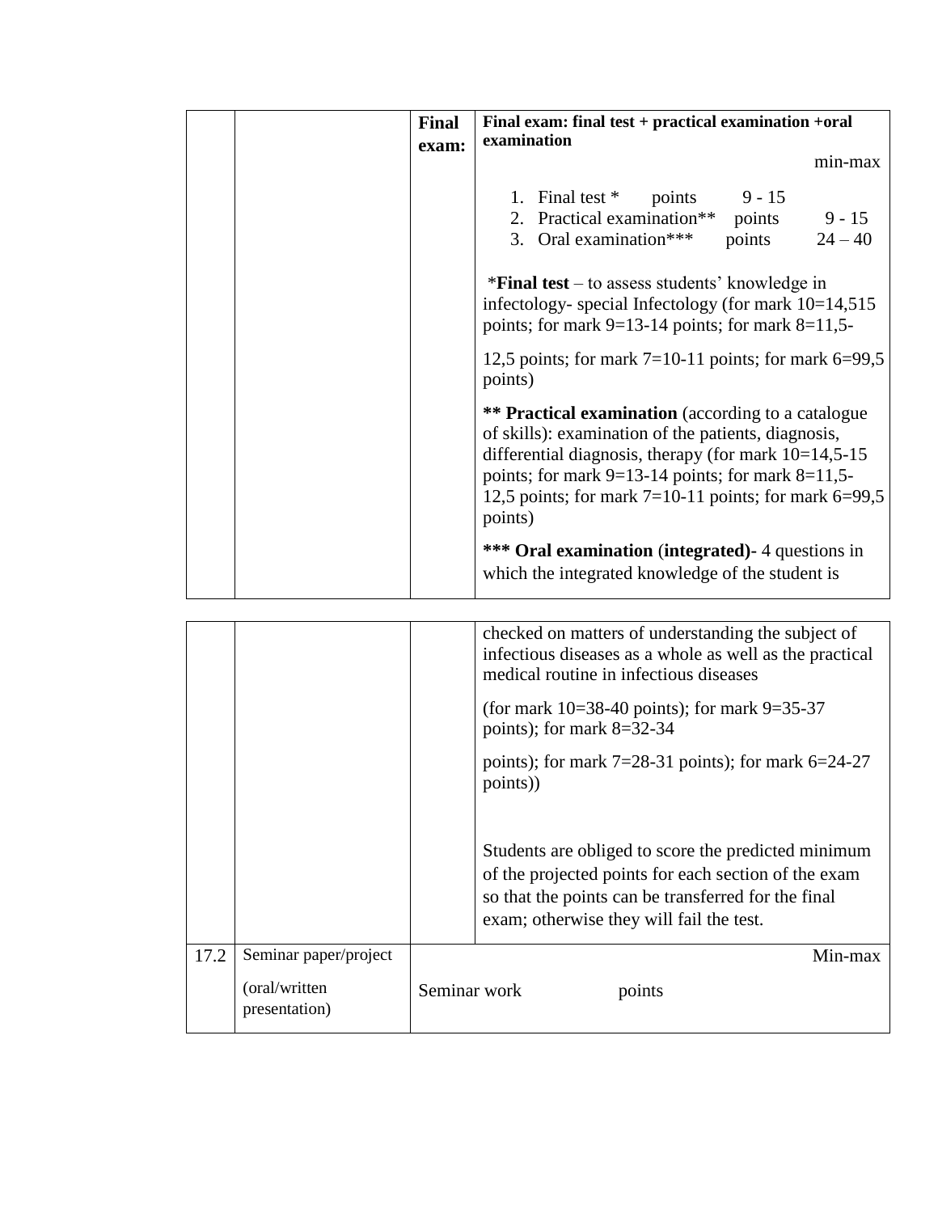|  |  | **Final exam:** | **Final exam: final test + practical examination +oral examination**<br>min-max<br>1. Final test * points 9 - 15<br>2. Practical examination** points 9 - 15<br>3. Oral examination*** points 24 – 40<br><br>***Final test** – to assess students' knowledge in infectology- special Infectology (for mark 10=14,515 points; for mark 9=13-14 points; for mark 8=11,5-12,5 points; for mark 7=10-11 points; for mark 6=99,5 points)<br><br>**** Practical examination** (according to a catalogue of skills): examination of the patients, diagnosis, differential diagnosis, therapy (for mark 10=14,5-15 points; for mark 9=13-14 points; for mark 8=11,5-12,5 points; for mark 7=10-11 points; for mark 6=99,5 points)<br><br>***** Oral examination** (**integrated)-** 4 questions in which the integrated knowledge of the student is checked on matters of understanding the subject of infectious diseases as a whole as well as the practical medical routine in infectious diseases<br><br>(for mark 10=38-40 points); for mark 9=35-37 points); for mark 8=32-34 points); for mark 7=28-31 points); for mark 6=24-27 points))<br><br>Students are obliged to score the predicted minimum of the projected points for each section of the exam so that the points can be transferred for the final exam; otherwise they will fail the test. |
|---|---|---|---|
| 17.2 | Seminar paper/project<br>(oral/written presentation) | Seminar work | points<br>Min-max |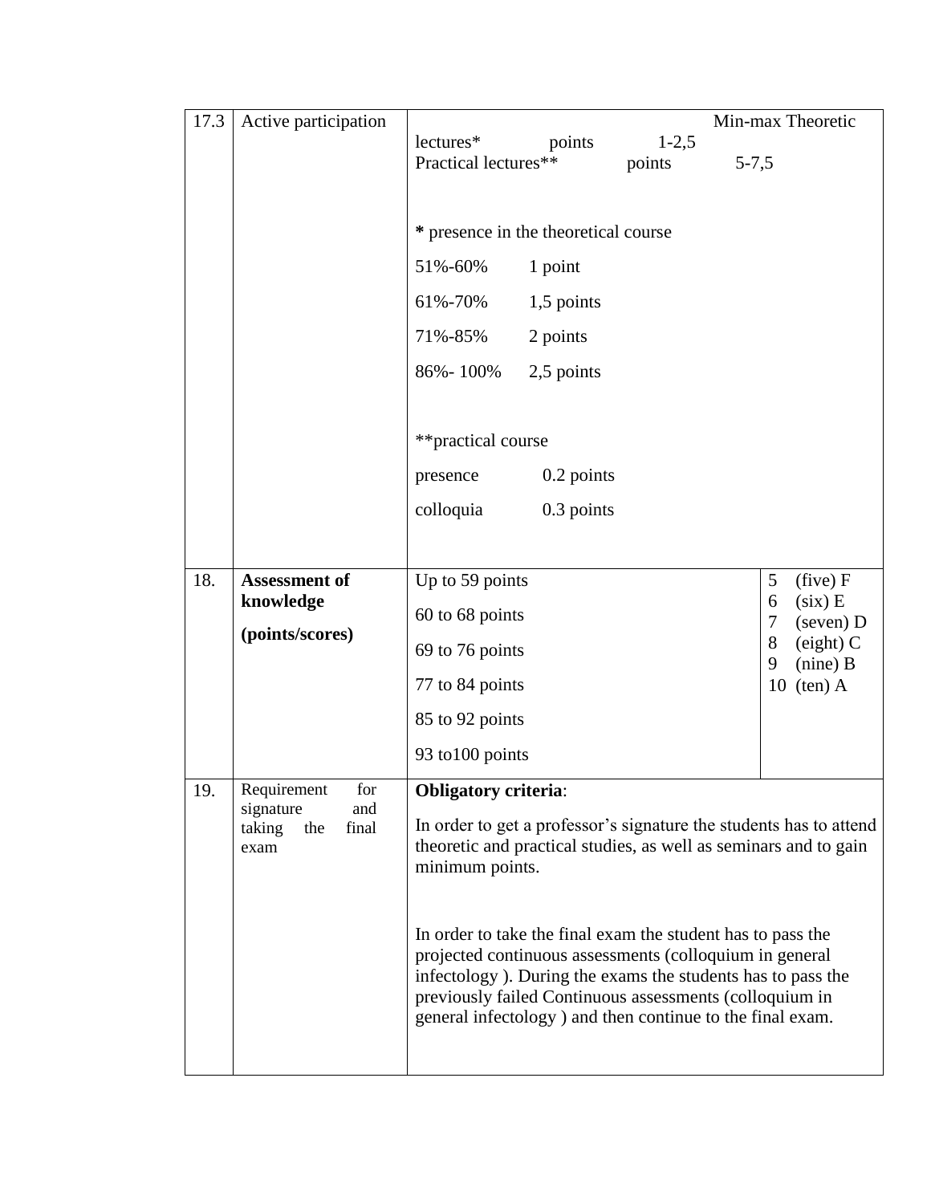| | | | |
|---|---|---|---|
| 17.3 | Active participation | Min-max Theoretic lectures* points 1-2,5<br>Practical lectures** points 5-7,5<br><br>* presence in the theoretical course<br>51%-60% 1 point<br>61%-70% 1,5 points<br>71%-85% 2 points<br>86%- 100% 2,5 points<br><br>**practical course<br>presence 0.2 points<br>colloquia 0.3 points | |
| 18. | **Assessment of knowledge (points/scores)** | Up to 59 points<br>60 to 68 points<br>69 to 76 points<br>77 to 84 points<br>85 to 92 points<br>93 to100 points | 5 (five) F<br>6 (six) E<br>7 (seven) D<br>8 (eight) C<br>9 (nine) B<br>10 (ten) A |
| 19. | Requirement for signature and taking the final exam | **Obligatory criteria**:<br>In order to get a professor's signature the students has to attend theoretic and practical studies, as well as seminars and to gain minimum points.<br><br>In order to take the final exam the student has to pass the projected continuous assessments (colloquium in general infectology ). During the exams the students has to pass the previously failed Continuous assessments (colloquium in general infectology ) and then continue to the final exam. | |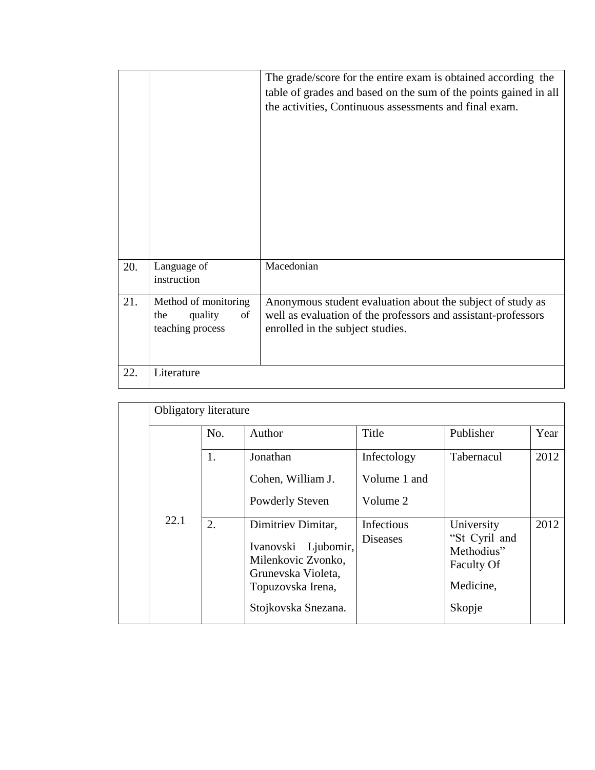| | | |
|---|---|---|
| | | The grade/score for the entire exam is obtained according the table of grades and based on the sum of the points gained in all the activities, Continuous assessments and final exam. |
| 20. | Language of instruction | Macedonian |
| 21. | Method of monitoring the quality of teaching process | Anonymous student evaluation about the subject of study as well as evaluation of the professors and assistant-professors enrolled in the subject studies. |
| 22. | Literature | |

| | Obligatory literature | | | | | |
|---|---|---|---|---|---|---|
| | | No. | Author | Title | Publisher | Year |
| | 22.1 | 1. | Jonathan Cohen, William J. Powderly Steven | Infectology Volume 1 and Volume 2 | Tabernacul | 2012 |
| | | 2. | Dimitriev Dimitar, Ivanovski Ljubomir, Milenkovic Zvonko, Grunevska Violeta, Topuzovska Irena, Stojkovska Snezana. | Infectious Diseases | University "St Cyril and Methodius" Faculty Of Medicine, Skopje | 2012 |